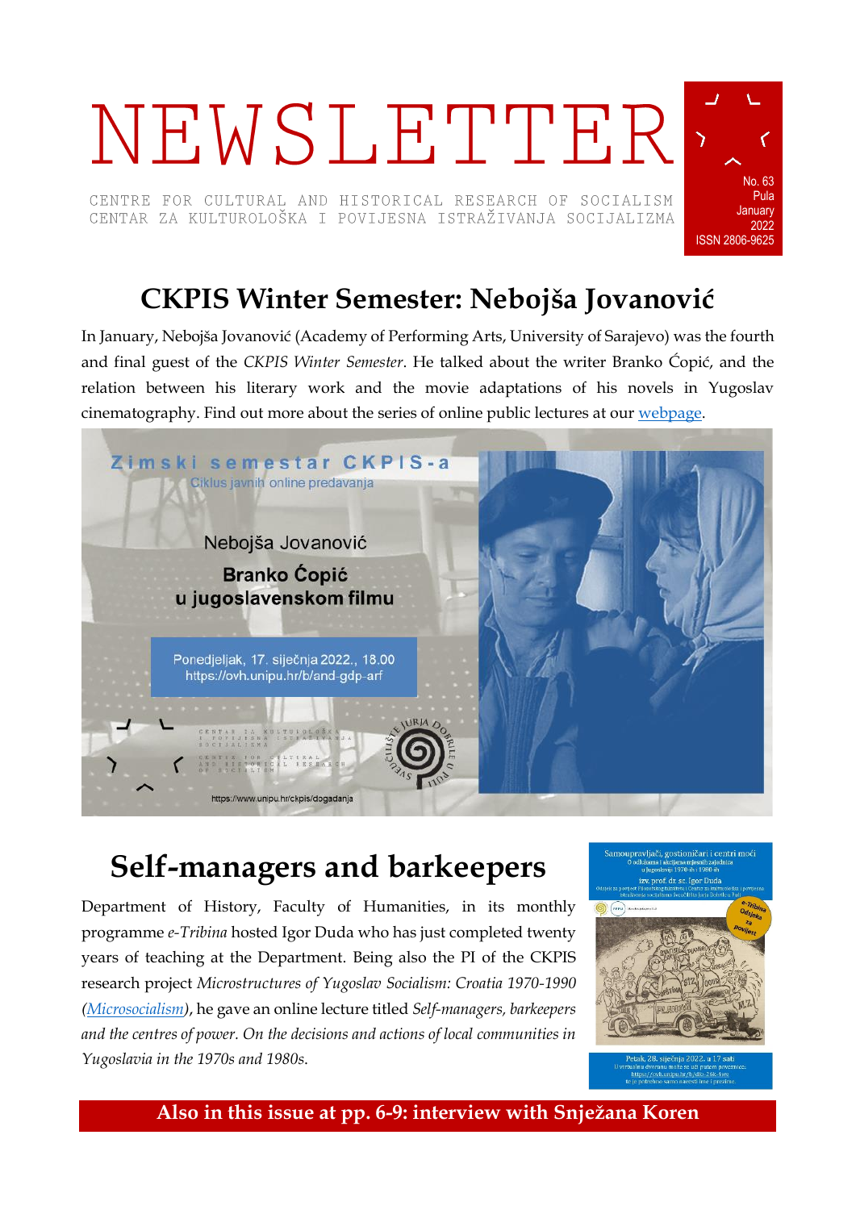# NEWSLETTER

CENTRE FOR CULTURAL AND HISTORICAL RESEARCH OF SOCIALISM
CENTAR ZA KULTUROLOŠKA I POVIJESNA ISTRAŽIVANJA SOCIJALIZMA

No. 63
Pula
January
2022
ISSN 2806-9625

## CKPIS Winter Semester: Nebojša Jovanović

In January, Nebojša Jovanović (Academy of Performing Arts, University of Sarajevo) was the fourth and final guest of the *CKPIS Winter Semester*. He talked about the writer Branko Ćopić, and the relation between his literary work and the movie adaptations of his novels in Yugoslav cinematography. Find out more about the series of online public lectures at our webpage.

## Self-managers and barkeepers

Department of History, Faculty of Humanities, in its monthly programme *e-Tribina* hosted Igor Duda who has just completed twenty years of teaching at the Department. Being also the PI of the CKPIS research project *Microstructures of Yugoslav Socialism: Croatia 1970-1990 (Microsocialism)*, he gave an online lecture titled *Self-managers, barkeepers and the centres of power. On the decisions and actions of local communities in Yugoslavia in the 1970s and 1980s.*

**Also in this issue at pp. 6-9: interview with Snježana Koren**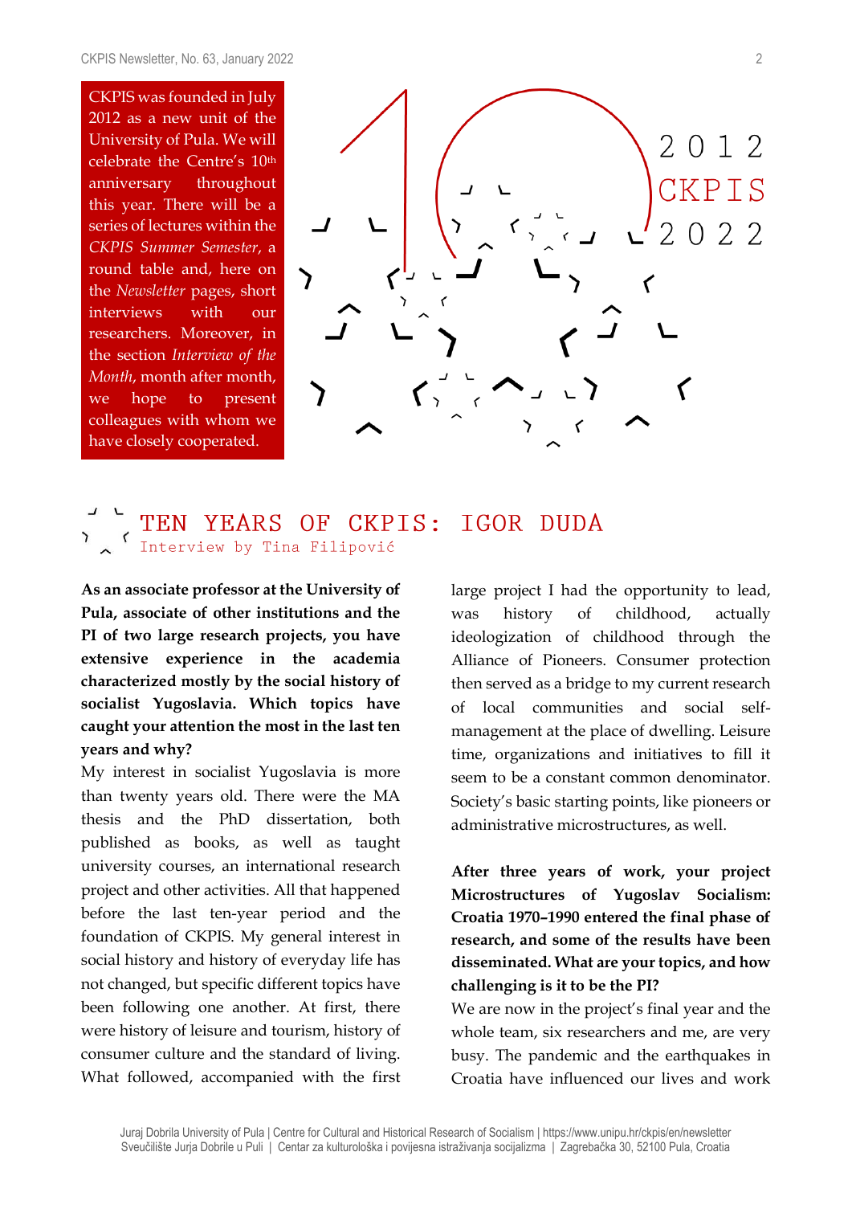CKPIS was founded in July 2012 as a new unit of the University of Pula. We will celebrate the Centre's 10th anniversary throughout this year. There will be a series of lectures within the *CKPIS Summer Semester*, a round table and, here on the *Newsletter* pages, short interviews with our researchers. Moreover, in the section *Interview of the Month*, month after month, we hope to present colleagues with whom we have closely cooperated.

2012
CKPIS
2022

## TEN YEARS OF CKPIS: IGOR DUDA

Interview by Tina Filipović

**As an associate professor at the University of Pula, associate of other institutions and the PI of two large research projects, you have extensive experience in the academia characterized mostly by the social history of socialist Yugoslavia. Which topics have caught your attention the most in the last ten years and why?**

My interest in socialist Yugoslavia is more than twenty years old. There were the MA thesis and the PhD dissertation, both published as books, as well as taught university courses, an international research project and other activities. All that happened before the last ten-year period and the foundation of CKPIS. My general interest in social history and history of everyday life has not changed, but specific different topics have been following one another. At first, there were history of leisure and tourism, history of consumer culture and the standard of living. What followed, accompanied with the first large project I had the opportunity to lead, was history of childhood, actually ideologization of childhood through the Alliance of Pioneers. Consumer protection then served as a bridge to my current research of local communities and social self-management at the place of dwelling. Leisure time, organizations and initiatives to fill it seem to be a constant common denominator. Society's basic starting points, like pioneers or administrative microstructures, as well.

**After three years of work, your project Microstructures of Yugoslav Socialism: Croatia 1970–1990 entered the final phase of research, and some of the results have been disseminated. What are your topics, and how challenging is it to be the PI?**

We are now in the project's final year and the whole team, six researchers and me, are very busy. The pandemic and the earthquakes in Croatia have influenced our lives and work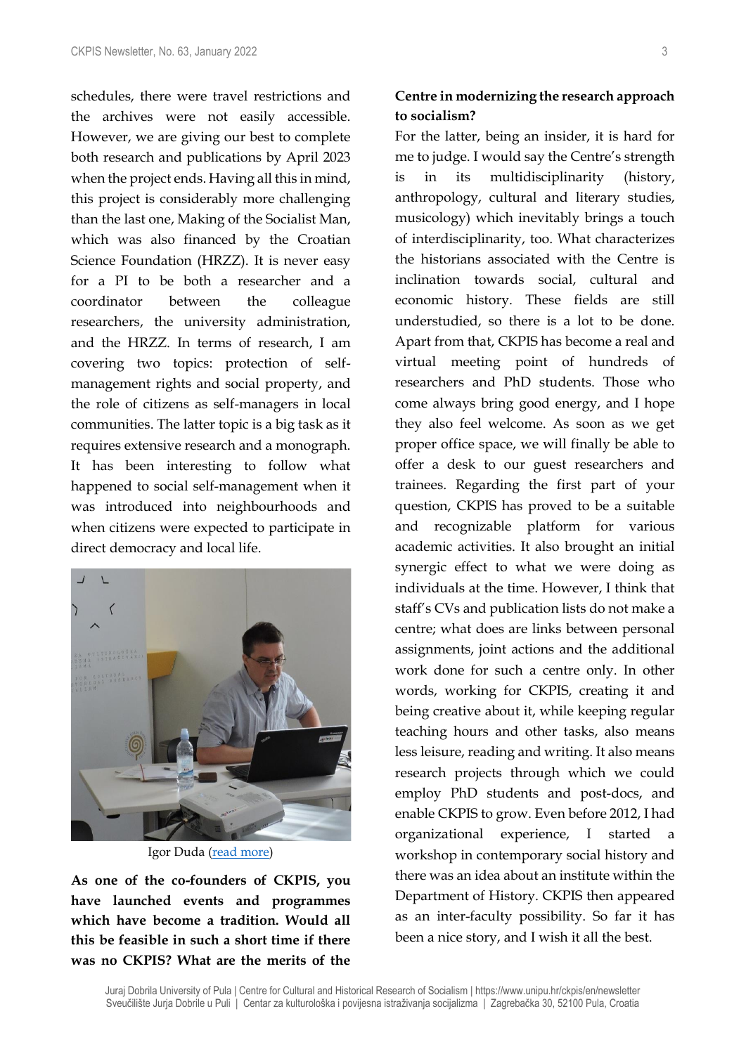schedules, there were travel restrictions and the archives were not easily accessible. However, we are giving our best to complete both research and publications by April 2023 when the project ends. Having all this in mind, this project is considerably more challenging than the last one, Making of the Socialist Man, which was also financed by the Croatian Science Foundation (HRZZ). It is never easy for a PI to be both a researcher and a coordinator between the colleague researchers, the university administration, and the HRZZ. In terms of research, I am covering two topics: protection of self-management rights and social property, and the role of citizens as self-managers in local communities. The latter topic is a big task as it requires extensive research and a monograph. It has been interesting to follow what happened to social self-management when it was introduced into neighbourhoods and when citizens were expected to participate in direct democracy and local life.

Igor Duda (read more)

**As one of the co-founders of CKPIS, you have launched events and programmes which have become a tradition. Would all this be feasible in such a short time if there was no CKPIS? What are the merits of the Centre in modernizing the research approach to socialism?**

For the latter, being an insider, it is hard for me to judge. I would say the Centre's strength is in its multidisciplinarity (history, anthropology, cultural and literary studies, musicology) which inevitably brings a touch of interdisciplinarity, too. What characterizes the historians associated with the Centre is inclination towards social, cultural and economic history. These fields are still understudied, so there is a lot to be done. Apart from that, CKPIS has become a real and virtual meeting point of hundreds of researchers and PhD students. Those who come always bring good energy, and I hope they also feel welcome. As soon as we get proper office space, we will finally be able to offer a desk to our guest researchers and trainees. Regarding the first part of your question, CKPIS has proved to be a suitable and recognizable platform for various academic activities. It also brought an initial synergic effect to what we were doing as individuals at the time. However, I think that staff's CVs and publication lists do not make a centre; what does are links between personal assignments, joint actions and the additional work done for such a centre only. In other words, working for CKPIS, creating it and being creative about it, while keeping regular teaching hours and other tasks, also means less leisure, reading and writing. It also means research projects through which we could employ PhD students and post-docs, and enable CKPIS to grow. Even before 2012, I had organizational experience, I started a workshop in contemporary social history and there was an idea about an institute within the Department of History. CKPIS then appeared as an inter-faculty possibility. So far it has been a nice story, and I wish it all the best.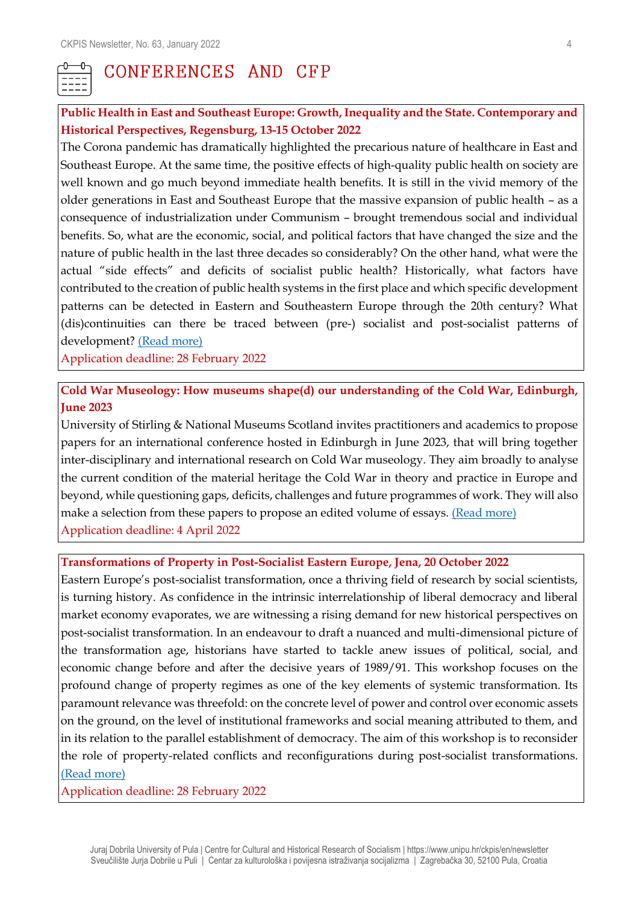# CONFERENCES AND CFP

**Public Health in East and Southeast Europe: Growth, Inequality and the State. Contemporary and Historical Perspectives, Regensburg, 13-15 October 2022**

The Corona pandemic has dramatically highlighted the precarious nature of healthcare in East and Southeast Europe. At the same time, the positive effects of high-quality public health on society are well known and go much beyond immediate health benefits. It is still in the vivid memory of the older generations in East and Southeast Europe that the massive expansion of public health – as a consequence of industrialization under Communism – brought tremendous social and individual benefits. So, what are the economic, social, and political factors that have changed the size and the nature of public health in the last three decades so considerably? On the other hand, what were the actual "side effects" and deficits of socialist public health? Historically, what factors have contributed to the creation of public health systems in the first place and which specific development patterns can be detected in Eastern and Southeastern Europe through the 20th century? What (dis)continuities can there be traced between (pre-) socialist and post-socialist patterns of development? (Read more)

Application deadline: 28 February 2022

**Cold War Museology: How museums shape(d) our understanding of the Cold War, Edinburgh, June 2023**

University of Stirling & National Museums Scotland invites practitioners and academics to propose papers for an international conference hosted in Edinburgh in June 2023, that will bring together inter-disciplinary and international research on Cold War museology. They aim broadly to analyse the current condition of the material heritage the Cold War in theory and practice in Europe and beyond, while questioning gaps, deficits, challenges and future programmes of work. They will also make a selection from these papers to propose an edited volume of essays. (Read more)

Application deadline: 4 April 2022

**Transformations of Property in Post-Socialist Eastern Europe, Jena, 20 October 2022**

Eastern Europe's post-socialist transformation, once a thriving field of research by social scientists, is turning history. As confidence in the intrinsic interrelationship of liberal democracy and liberal market economy evaporates, we are witnessing a rising demand for new historical perspectives on post-socialist transformation. In an endeavour to draft a nuanced and multi-dimensional picture of the transformation age, historians have started to tackle anew issues of political, social, and economic change before and after the decisive years of 1989/91. This workshop focuses on the profound change of property regimes as one of the key elements of systemic transformation. Its paramount relevance was threefold: on the concrete level of power and control over economic assets on the ground, on the level of institutional frameworks and social meaning attributed to them, and in its relation to the parallel establishment of democracy. The aim of this workshop is to reconsider the role of property-related conflicts and reconfigurations during post-socialist transformations. (Read more)

Application deadline: 28 February 2022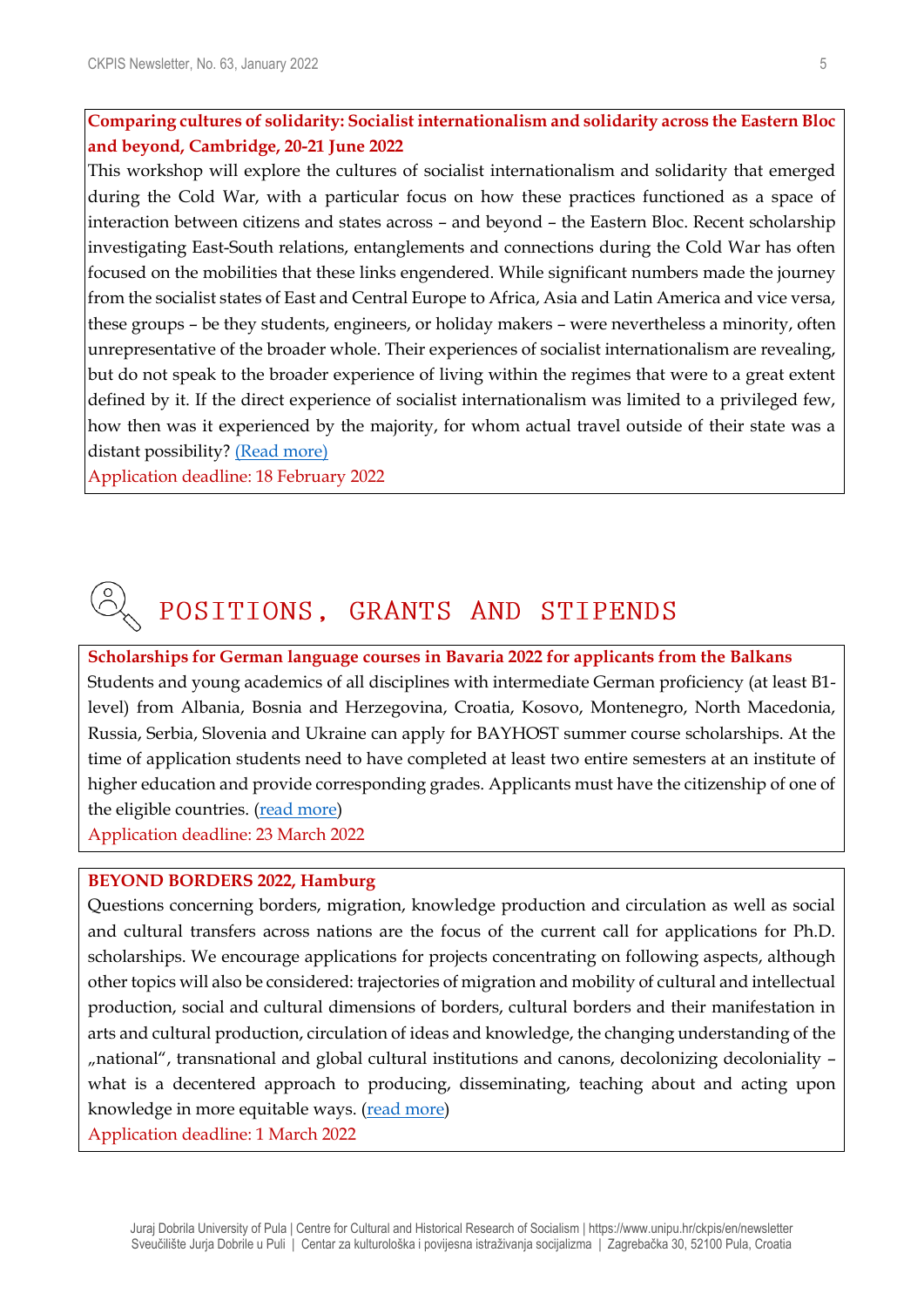**Comparing cultures of solidarity: Socialist internationalism and solidarity across the Eastern Bloc and beyond, Cambridge, 20-21 June 2022**

This workshop will explore the cultures of socialist internationalism and solidarity that emerged during the Cold War, with a particular focus on how these practices functioned as a space of interaction between citizens and states across – and beyond – the Eastern Bloc. Recent scholarship investigating East-South relations, entanglements and connections during the Cold War has often focused on the mobilities that these links engendered. While significant numbers made the journey from the socialist states of East and Central Europe to Africa, Asia and Latin America and vice versa, these groups – be they students, engineers, or holiday makers – were nevertheless a minority, often unrepresentative of the broader whole. Their experiences of socialist internationalism are revealing, but do not speak to the broader experience of living within the regimes that were to a great extent defined by it. If the direct experience of socialist internationalism was limited to a privileged few, how then was it experienced by the majority, for whom actual travel outside of their state was a distant possibility? (Read more)

Application deadline: 18 February 2022

# POSITIONS, GRANTS AND STIPENDS

**Scholarships for German language courses in Bavaria 2022 for applicants from the Balkans**

Students and young academics of all disciplines with intermediate German proficiency (at least B1-level) from Albania, Bosnia and Herzegovina, Croatia, Kosovo, Montenegro, North Macedonia, Russia, Serbia, Slovenia and Ukraine can apply for BAYHOST summer course scholarships. At the time of application students need to have completed at least two entire semesters at an institute of higher education and provide corresponding grades. Applicants must have the citizenship of one of the eligible countries. (read more)

Application deadline: 23 March 2022

**BEYOND BORDERS 2022, Hamburg**

Questions concerning borders, migration, knowledge production and circulation as well as social and cultural transfers across nations are the focus of the current call for applications for Ph.D. scholarships. We encourage applications for projects concentrating on following aspects, although other topics will also be considered: trajectories of migration and mobility of cultural and intellectual production, social and cultural dimensions of borders, cultural borders and their manifestation in arts and cultural production, circulation of ideas and knowledge, the changing understanding of the „national", transnational and global cultural institutions and canons, decolonizing decoloniality – what is a decentered approach to producing, disseminating, teaching about and acting upon knowledge in more equitable ways. (read more)

Application deadline: 1 March 2022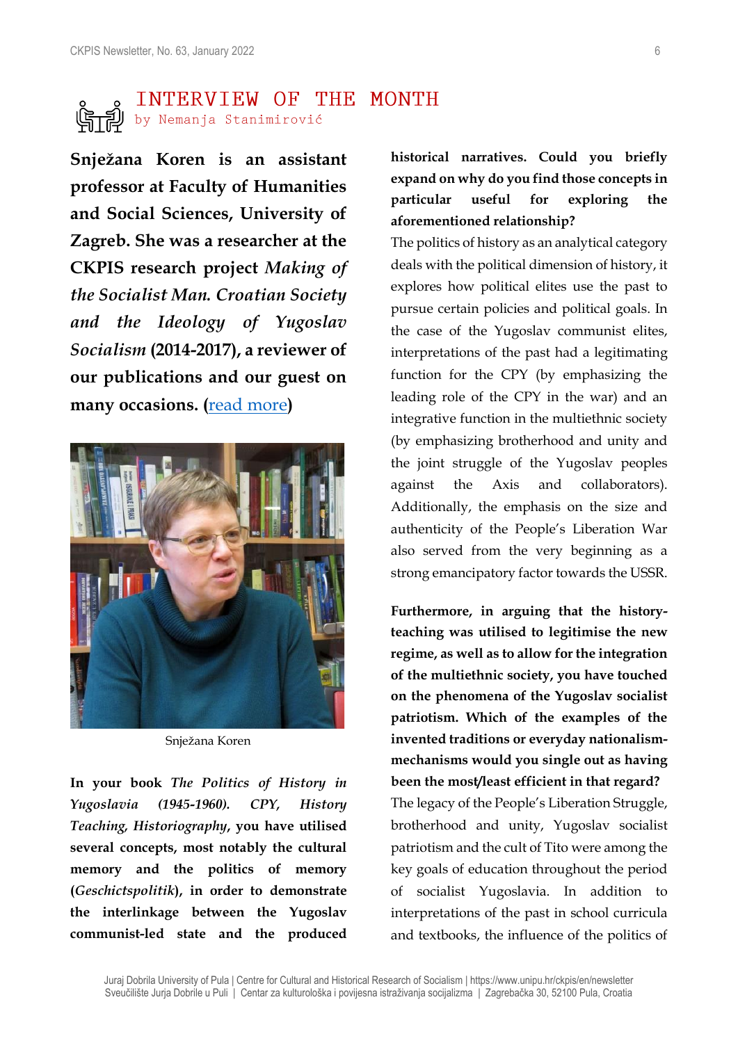# INTERVIEW OF THE MONTH

by Nemanja Stanimirović

**Snježana Koren is an assistant professor at Faculty of Humanities and Social Sciences, University of Zagreb. She was a researcher at the CKPIS research project *Making of the Socialist Man. Croatian Society and the Ideology of Yugoslav Socialism* (2014-2017), a reviewer of our publications and our guest on many occasions. (read more)**

Snježana Koren

**In your book *The Politics of History in Yugoslavia (1945-1960). CPY, History Teaching, Historiography*, you have utilised several concepts, most notably the cultural memory and the politics of memory (*Geschictspolitik*), in order to demonstrate the interlinkage between the Yugoslav communist-led state and the produced historical narratives. Could you briefly expand on why do you find those concepts in particular useful for exploring the aforementioned relationship?**

The politics of history as an analytical category deals with the political dimension of history, it explores how political elites use the past to pursue certain policies and political goals. In the case of the Yugoslav communist elites, interpretations of the past had a legitimating function for the CPY (by emphasizing the leading role of the CPY in the war) and an integrative function in the multiethnic society (by emphasizing brotherhood and unity and the joint struggle of the Yugoslav peoples against the Axis and collaborators). Additionally, the emphasis on the size and authenticity of the People's Liberation War also served from the very beginning as a strong emancipatory factor towards the USSR.

**Furthermore, in arguing that the history-teaching was utilised to legitimise the new regime, as well as to allow for the integration of the multiethnic society, you have touched on the phenomena of the Yugoslav socialist patriotism. Which of the examples of the invented traditions or everyday nationalism-mechanisms would you single out as having been the most/least efficient in that regard?**

The legacy of the People's Liberation Struggle, brotherhood and unity, Yugoslav socialist patriotism and the cult of Tito were among the key goals of education throughout the period of socialist Yugoslavia. In addition to interpretations of the past in school curricula and textbooks, the influence of the politics of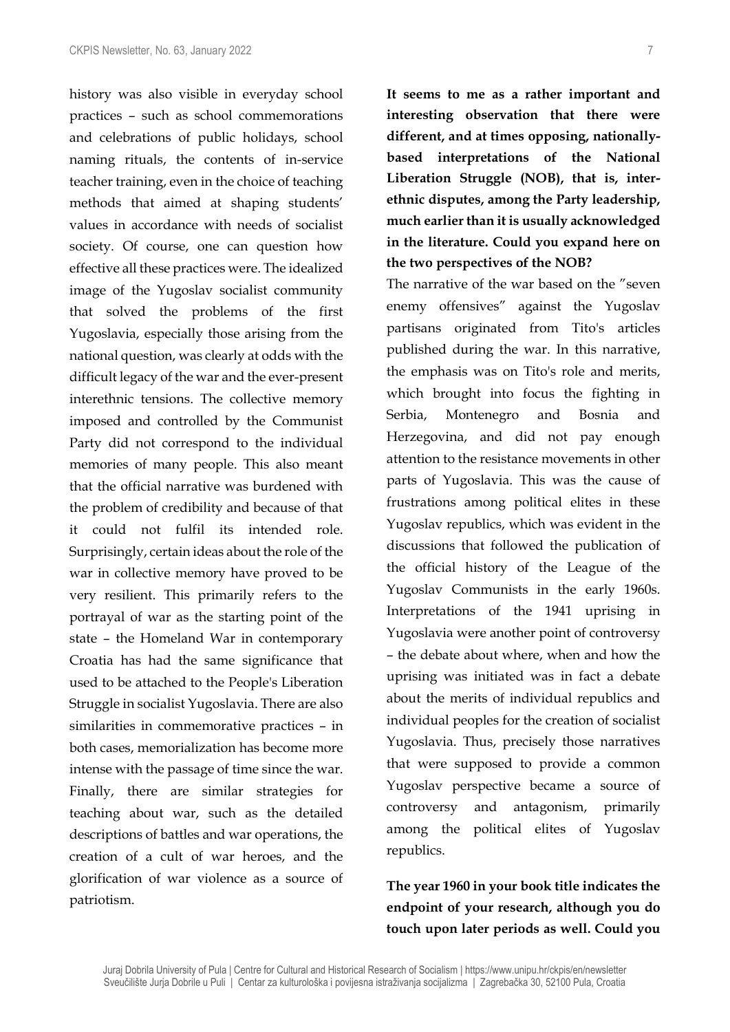history was also visible in everyday school practices – such as school commemorations and celebrations of public holidays, school naming rituals, the contents of in-service teacher training, even in the choice of teaching methods that aimed at shaping students' values in accordance with needs of socialist society. Of course, one can question how effective all these practices were. The idealized image of the Yugoslav socialist community that solved the problems of the first Yugoslavia, especially those arising from the national question, was clearly at odds with the difficult legacy of the war and the ever-present interethnic tensions. The collective memory imposed and controlled by the Communist Party did not correspond to the individual memories of many people. This also meant that the official narrative was burdened with the problem of credibility and because of that it could not fulfil its intended role. Surprisingly, certain ideas about the role of the war in collective memory have proved to be very resilient. This primarily refers to the portrayal of war as the starting point of the state – the Homeland War in contemporary Croatia has had the same significance that used to be attached to the People's Liberation Struggle in socialist Yugoslavia. There are also similarities in commemorative practices – in both cases, memorialization has become more intense with the passage of time since the war. Finally, there are similar strategies for teaching about war, such as the detailed descriptions of battles and war operations, the creation of a cult of war heroes, and the glorification of war violence as a source of patriotism.

**It seems to me as a rather important and interesting observation that there were different, and at times opposing, nationally-based interpretations of the National Liberation Struggle (NOB), that is, inter-ethnic disputes, among the Party leadership, much earlier than it is usually acknowledged in the literature. Could you expand here on the two perspectives of the NOB?**

The narrative of the war based on the "seven enemy offensives" against the Yugoslav partisans originated from Tito's articles published during the war. In this narrative, the emphasis was on Tito's role and merits, which brought into focus the fighting in Serbia, Montenegro and Bosnia and Herzegovina, and did not pay enough attention to the resistance movements in other parts of Yugoslavia. This was the cause of frustrations among political elites in these Yugoslav republics, which was evident in the discussions that followed the publication of the official history of the League of the Yugoslav Communists in the early 1960s. Interpretations of the 1941 uprising in Yugoslavia were another point of controversy – the debate about where, when and how the uprising was initiated was in fact a debate about the merits of individual republics and individual peoples for the creation of socialist Yugoslavia. Thus, precisely those narratives that were supposed to provide a common Yugoslav perspective became a source of controversy and antagonism, primarily among the political elites of Yugoslav republics.

**The year 1960 in your book title indicates the endpoint of your research, although you do touch upon later periods as well. Could you**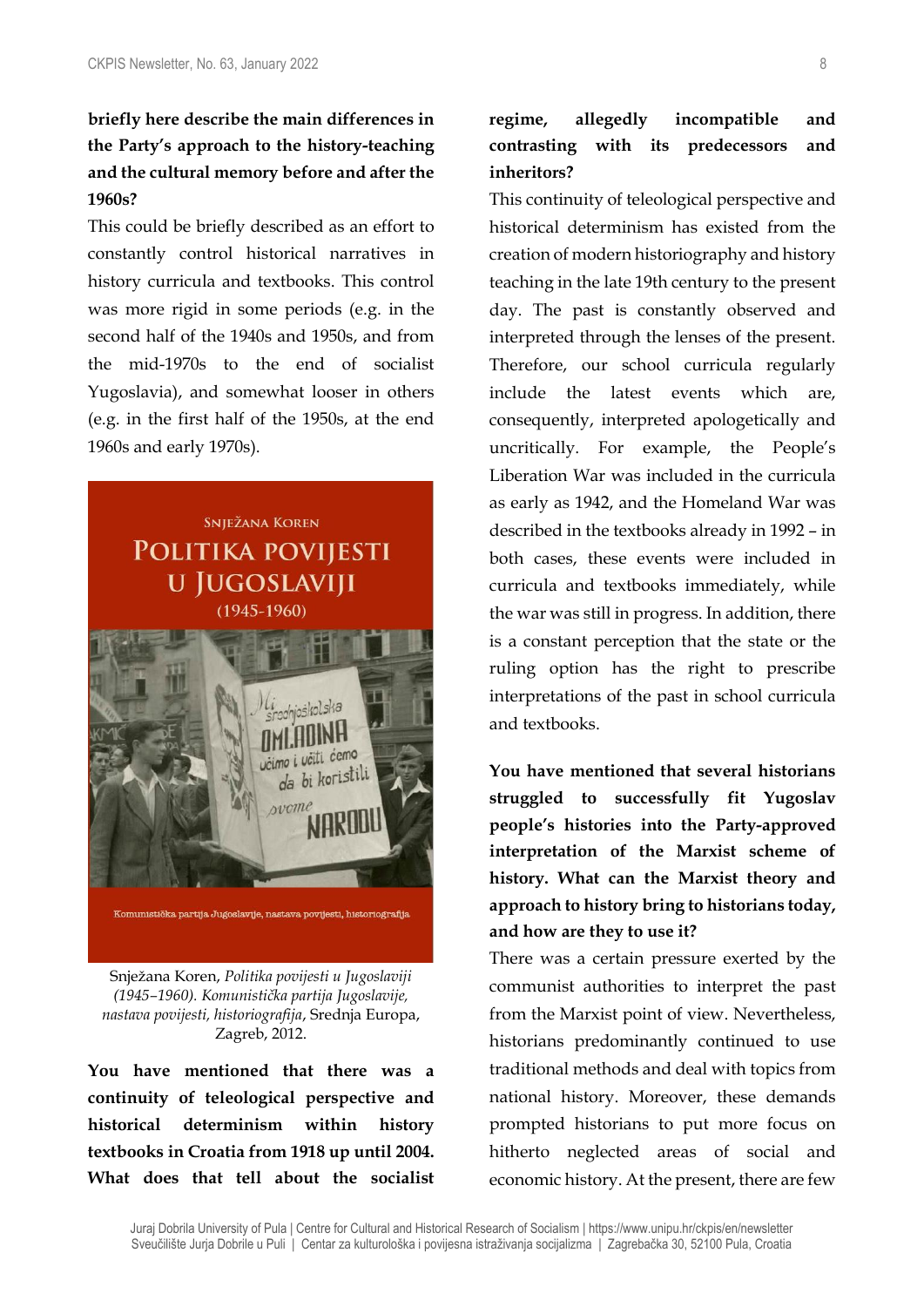**briefly here describe the main differences in the Party's approach to the history-teaching and the cultural memory before and after the 1960s?**

This could be briefly described as an effort to constantly control historical narratives in history curricula and textbooks. This control was more rigid in some periods (e.g. in the second half of the 1940s and 1950s, and from the mid-1970s to the end of socialist Yugoslavia), and somewhat looser in others (e.g. in the first half of the 1950s, at the end 1960s and early 1970s).

Snježana Koren, *Politika povijesti u Jugoslaviji (1945–1960). Komunistička partija Jugoslavije, nastava povijesti, historiografija*, Srednja Europa, Zagreb, 2012.

**You have mentioned that there was a continuity of teleological perspective and historical determinism within history textbooks in Croatia from 1918 up until 2004. What does that tell about the socialist regime, allegedly incompatible and contrasting with its predecessors and inheritors?**

This continuity of teleological perspective and historical determinism has existed from the creation of modern historiography and history teaching in the late 19th century to the present day. The past is constantly observed and interpreted through the lenses of the present. Therefore, our school curricula regularly include the latest events which are, consequently, interpreted apologetically and uncritically. For example, the People's Liberation War was included in the curricula as early as 1942, and the Homeland War was described in the textbooks already in 1992 – in both cases, these events were included in curricula and textbooks immediately, while the war was still in progress. In addition, there is a constant perception that the state or the ruling option has the right to prescribe interpretations of the past in school curricula and textbooks.

**You have mentioned that several historians struggled to successfully fit Yugoslav people's histories into the Party-approved interpretation of the Marxist scheme of history. What can the Marxist theory and approach to history bring to historians today, and how are they to use it?**

There was a certain pressure exerted by the communist authorities to interpret the past from the Marxist point of view. Nevertheless, historians predominantly continued to use traditional methods and deal with topics from national history. Moreover, these demands prompted historians to put more focus on hitherto neglected areas of social and economic history. At the present, there are few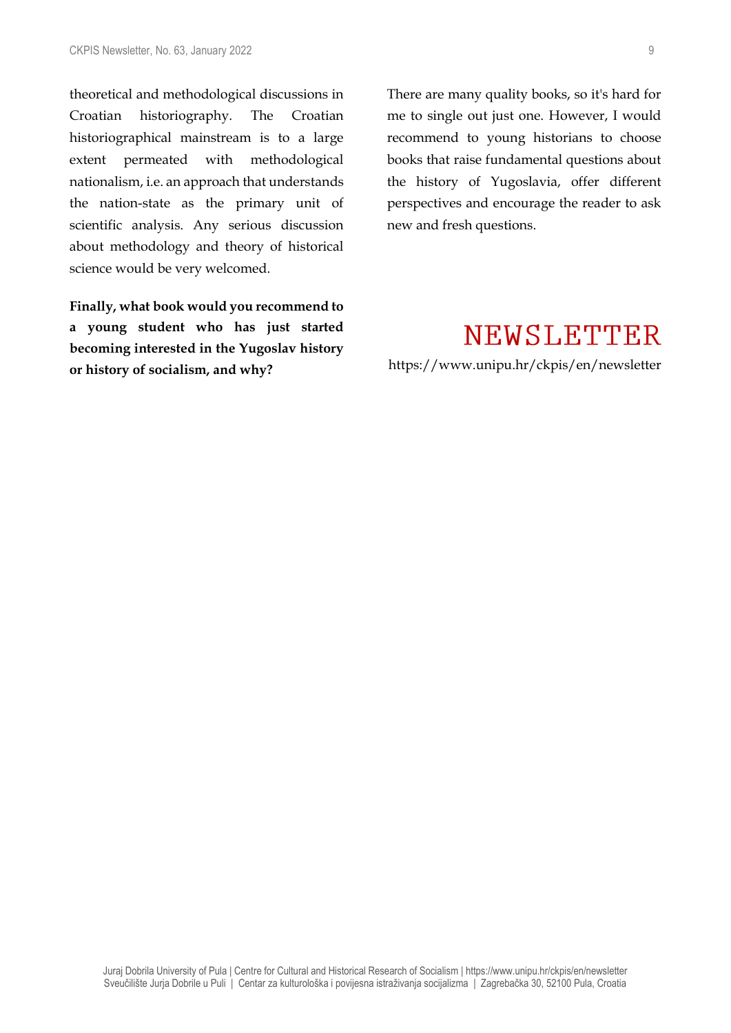theoretical and methodological discussions in Croatian historiography. The Croatian historiographical mainstream is to a large extent permeated with methodological nationalism, i.e. an approach that understands the nation-state as the primary unit of scientific analysis. Any serious discussion about methodology and theory of historical science would be very welcomed.

**Finally, what book would you recommend to a young student who has just started becoming interested in the Yugoslav history or history of socialism, and why?**

There are many quality books, so it's hard for me to single out just one. However, I would recommend to young historians to choose books that raise fundamental questions about the history of Yugoslavia, offer different perspectives and encourage the reader to ask new and fresh questions.

## NEWSLETTER

https://www.unipu.hr/ckpis/en/newsletter